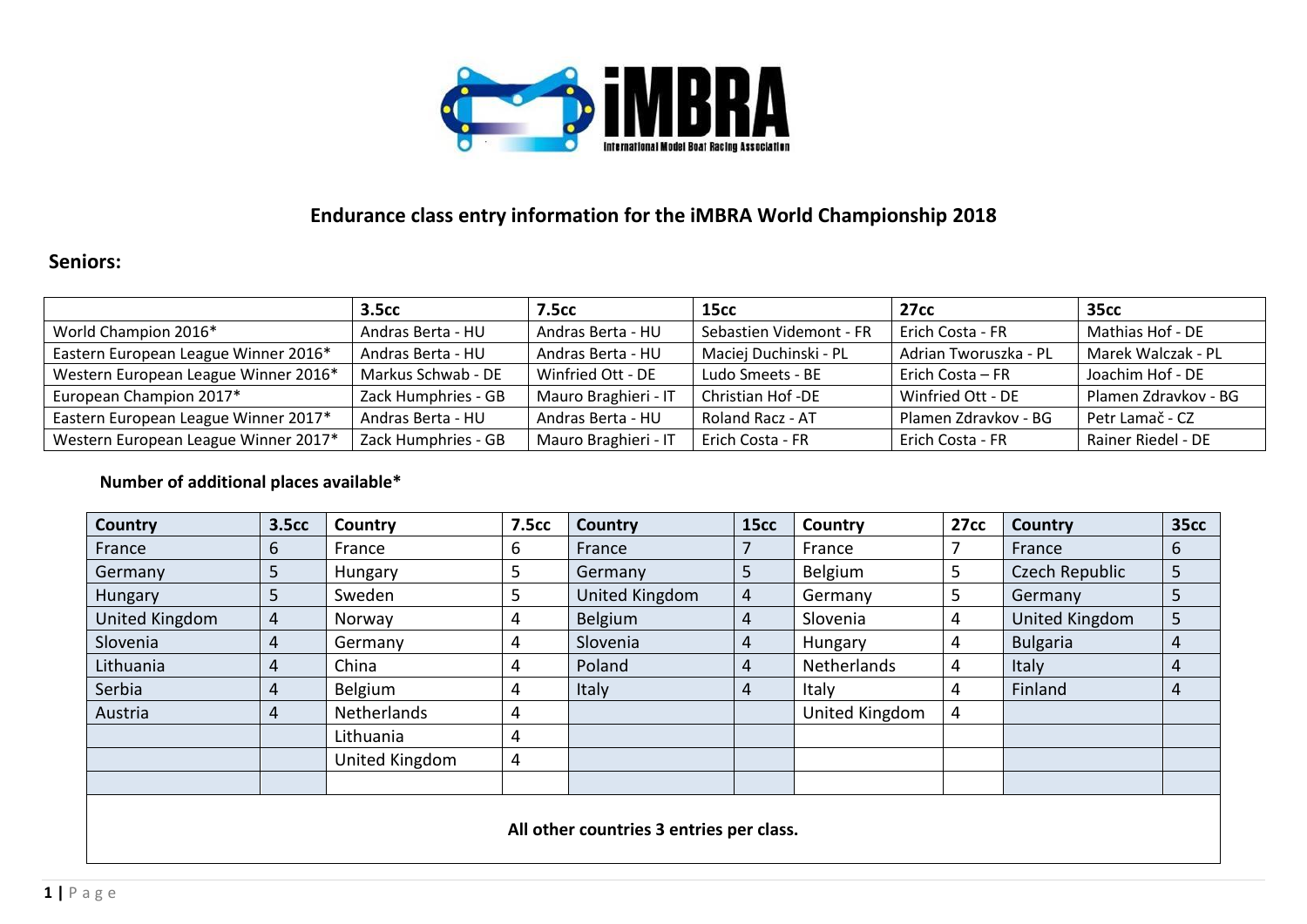# Endurance class entry information for the iMBRA World Championship 2018

## Seniors:

| | 3.5cc | 7.5cc | 15cc | 27cc | 35cc |
|---|---|---|---|---|---|
| World Champion 2016* | Andras Berta - HU | Andras Berta - HU | Sebastien Videmont - FR | Erich Costa - FR | Mathias Hof - DE |
| Eastern European League Winner 2016* | Andras Berta - HU | Andras Berta - HU | Maciej Duchinski - PL | Adrian Tworuszka - PL | Marek Walczak - PL |
| Western European League Winner 2016* | Markus Schwab - DE | Winfried Ott - DE | Ludo Smeets - BE | Erich Costa – FR | Joachim Hof - DE |
| European Champion 2017* | Zack Humphries - GB | Mauro Braghieri - IT | Christian Hof -DE | Winfried Ott - DE | Plamen Zdravkov - BG |
| Eastern European League Winner 2017* | Andras Berta - HU | Andras Berta - HU | Roland Racz - AT | Plamen Zdravkov - BG | Petr Lamač - CZ |
| Western European League Winner 2017* | Zack Humphries - GB | Mauro Braghieri - IT | Erich Costa - FR | Erich Costa - FR | Rainer Riedel - DE |

**Number of additional places available***

| Country | 3.5cc | Country | 7.5cc | Country | 15cc | Country | 27cc | Country | 35cc |
|---|---|---|---|---|---|---|---|---|---|
| France | 6 | France | 6 | France | 7 | France | 7 | France | 6 |
| Germany | 5 | Hungary | 5 | Germany | 5 | Belgium | 5 | Czech Republic | 5 |
| Hungary | 5 | Sweden | 5 | United Kingdom | 4 | Germany | 5 | Germany | 5 |
| United Kingdom | 4 | Norway | 4 | Belgium | 4 | Slovenia | 4 | United Kingdom | 5 |
| Slovenia | 4 | Germany | 4 | Slovenia | 4 | Hungary | 4 | Bulgaria | 4 |
| Lithuania | 4 | China | 4 | Poland | 4 | Netherlands | 4 | Italy | 4 |
| Serbia | 4 | Belgium | 4 | Italy | 4 | Italy | 4 | Finland | 4 |
| Austria | 4 | Netherlands | 4 | | | United Kingdom | 4 | | |
| | | Lithuania | 4 | | | | | | |
| | | United Kingdom | 4 | | | | | | |

**All other countries 3 entries per class.**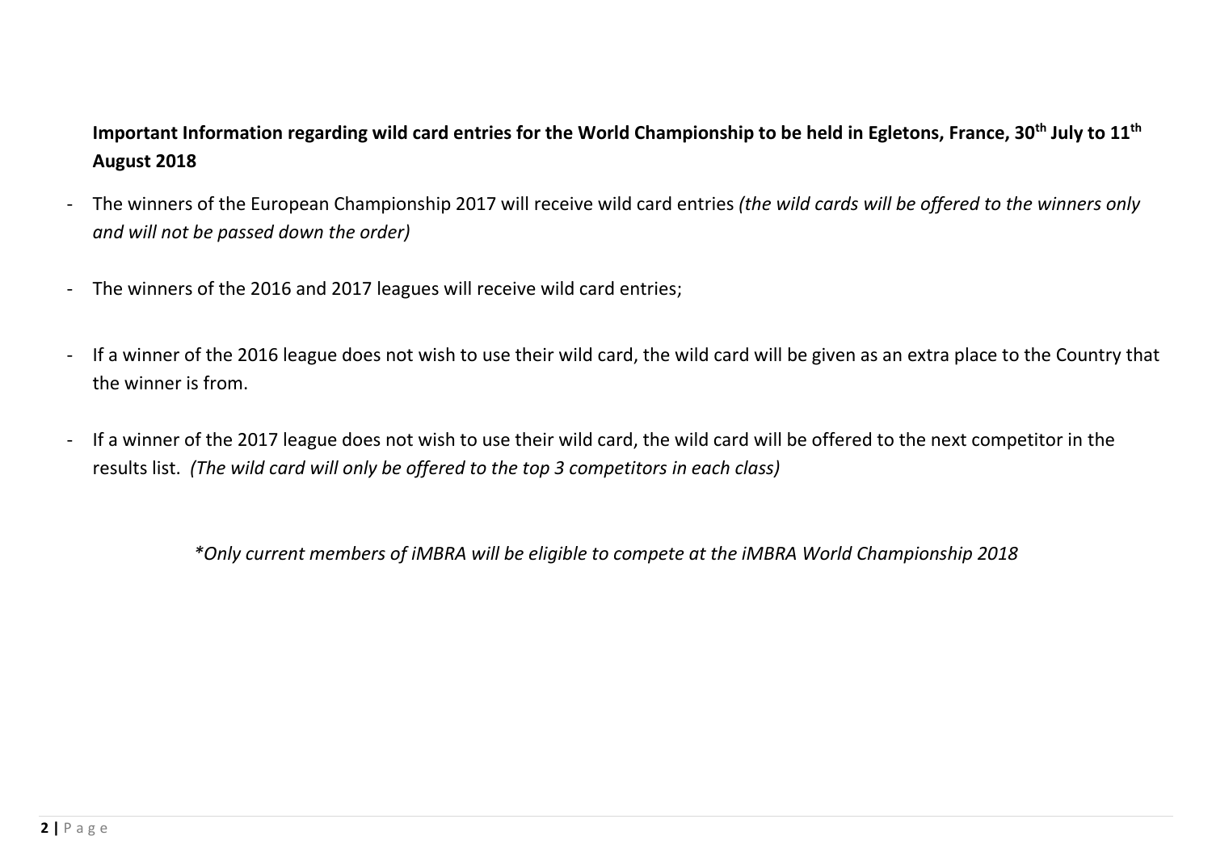**Important Information regarding wild card entries for the World Championship to be held in Egletons, France, 30th July to 11th August 2018**

- The winners of the European Championship 2017 will receive wild card entries *(the wild cards will be offered to the winners only and will not be passed down the order)*

- The winners of the 2016 and 2017 leagues will receive wild card entries;

- If a winner of the 2016 league does not wish to use their wild card, the wild card will be given as an extra place to the Country that the winner is from.

- If a winner of the 2017 league does not wish to use their wild card, the wild card will be offered to the next competitor in the results list. *(The wild card will only be offered to the top 3 competitors in each class)*

*\*Only current members of iMBRA will be eligible to compete at the iMBRA World Championship 2018*